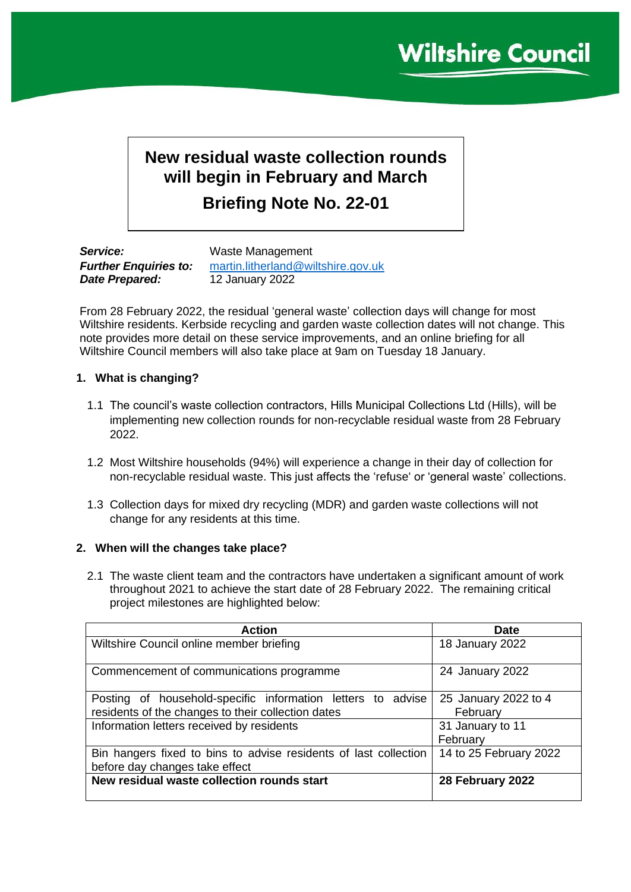Wiltshire Council

# New residual waste collection rounds will begin in February and March

## Briefing Note No. 22-01

***Service:*** Waste Management
***Further Enquiries to:*** martin.litherland@wiltshire.gov.uk
***Date Prepared:*** 12 January 2022

From 28 February 2022, the residual 'general waste' collection days will change for most Wiltshire residents. Kerbside recycling and garden waste collection dates will not change. This note provides more detail on these service improvements, and an online briefing for all Wiltshire Council members will also take place at 9am on Tuesday 18 January.

### 1. What is changing?

1.1 The council's waste collection contractors, Hills Municipal Collections Ltd (Hills), will be implementing new collection rounds for non-recyclable residual waste from 28 February 2022.

1.2 Most Wiltshire households (94%) will experience a change in their day of collection for non-recyclable residual waste. This just affects the 'refuse' or 'general waste' collections.

1.3 Collection days for mixed dry recycling (MDR) and garden waste collections will not change for any residents at this time.

### 2. When will the changes take place?

2.1 The waste client team and the contractors have undertaken a significant amount of work throughout 2021 to achieve the start date of 28 February 2022. The remaining critical project milestones are highlighted below:

| Action | Date |
| --- | --- |
| Wiltshire Council online member briefing | 18 January 2022 |
| Commencement of communications programme | 24 January 2022 |
| Posting of household-specific information letters to advise residents of the changes to their collection dates | 25 January 2022 to 4 February |
| Information letters received by residents | 31 January to 11 February |
| Bin hangers fixed to bins to advise residents of last collection before day changes take effect | 14 to 25 February 2022 |
| **New residual waste collection rounds start** | **28 February 2022** |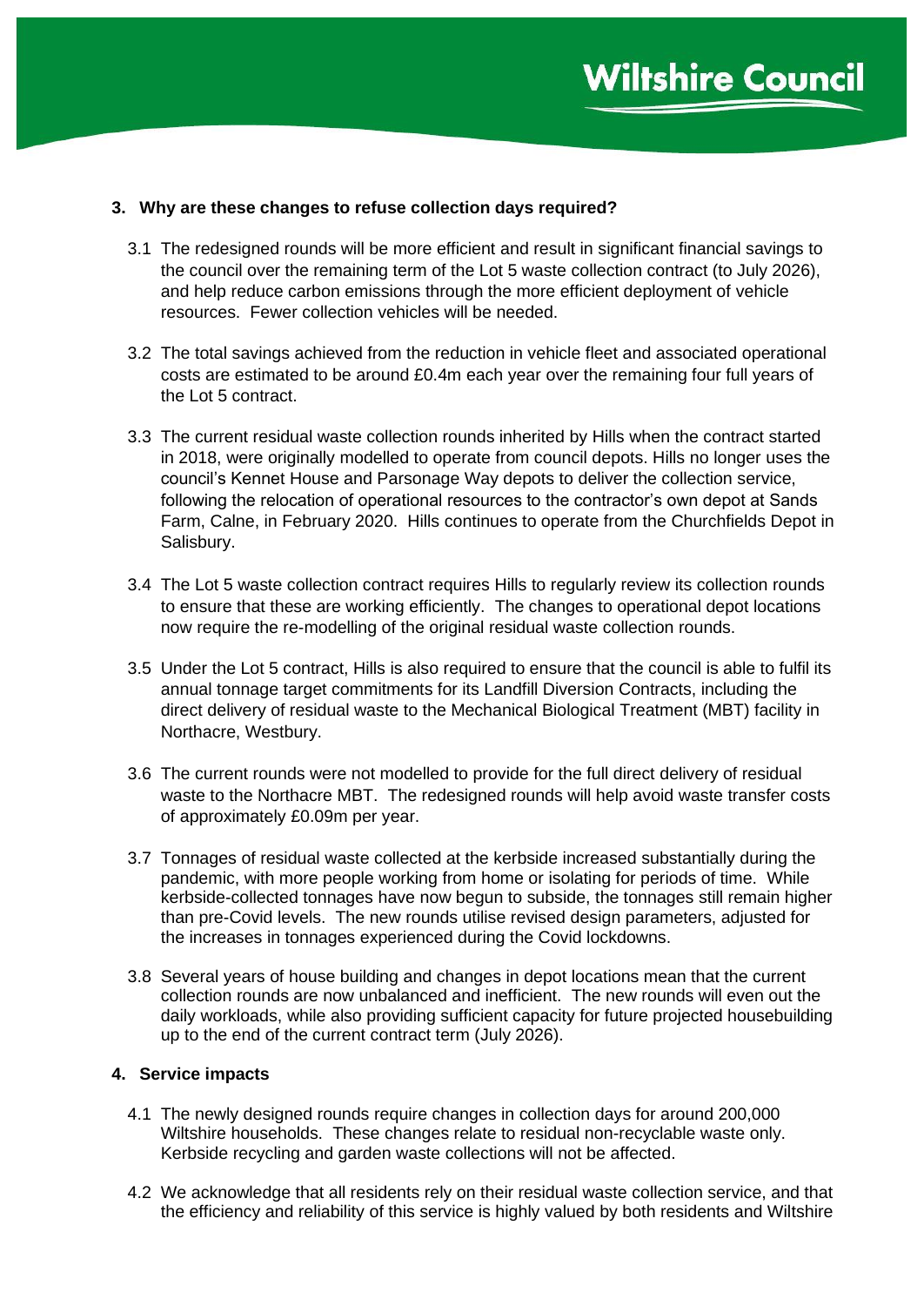## 3. Why are these changes to refuse collection days required?

3.1 The redesigned rounds will be more efficient and result in significant financial savings to the council over the remaining term of the Lot 5 waste collection contract (to July 2026), and help reduce carbon emissions through the more efficient deployment of vehicle resources. Fewer collection vehicles will be needed.

3.2 The total savings achieved from the reduction in vehicle fleet and associated operational costs are estimated to be around £0.4m each year over the remaining four full years of the Lot 5 contract.

3.3 The current residual waste collection rounds inherited by Hills when the contract started in 2018, were originally modelled to operate from council depots. Hills no longer uses the council's Kennet House and Parsonage Way depots to deliver the collection service, following the relocation of operational resources to the contractor's own depot at Sands Farm, Calne, in February 2020. Hills continues to operate from the Churchfields Depot in Salisbury.

3.4 The Lot 5 waste collection contract requires Hills to regularly review its collection rounds to ensure that these are working efficiently. The changes to operational depot locations now require the re-modelling of the original residual waste collection rounds.

3.5 Under the Lot 5 contract, Hills is also required to ensure that the council is able to fulfil its annual tonnage target commitments for its Landfill Diversion Contracts, including the direct delivery of residual waste to the Mechanical Biological Treatment (MBT) facility in Northacre, Westbury.

3.6 The current rounds were not modelled to provide for the full direct delivery of residual waste to the Northacre MBT. The redesigned rounds will help avoid waste transfer costs of approximately £0.09m per year.

3.7 Tonnages of residual waste collected at the kerbside increased substantially during the pandemic, with more people working from home or isolating for periods of time. While kerbside-collected tonnages have now begun to subside, the tonnages still remain higher than pre-Covid levels. The new rounds utilise revised design parameters, adjusted for the increases in tonnages experienced during the Covid lockdowns.

3.8 Several years of house building and changes in depot locations mean that the current collection rounds are now unbalanced and inefficient. The new rounds will even out the daily workloads, while also providing sufficient capacity for future projected housebuilding up to the end of the current contract term (July 2026).

## 4. Service impacts

4.1 The newly designed rounds require changes in collection days for around 200,000 Wiltshire households. These changes relate to residual non-recyclable waste only. Kerbside recycling and garden waste collections will not be affected.

4.2 We acknowledge that all residents rely on their residual waste collection service, and that the efficiency and reliability of this service is highly valued by both residents and Wiltshire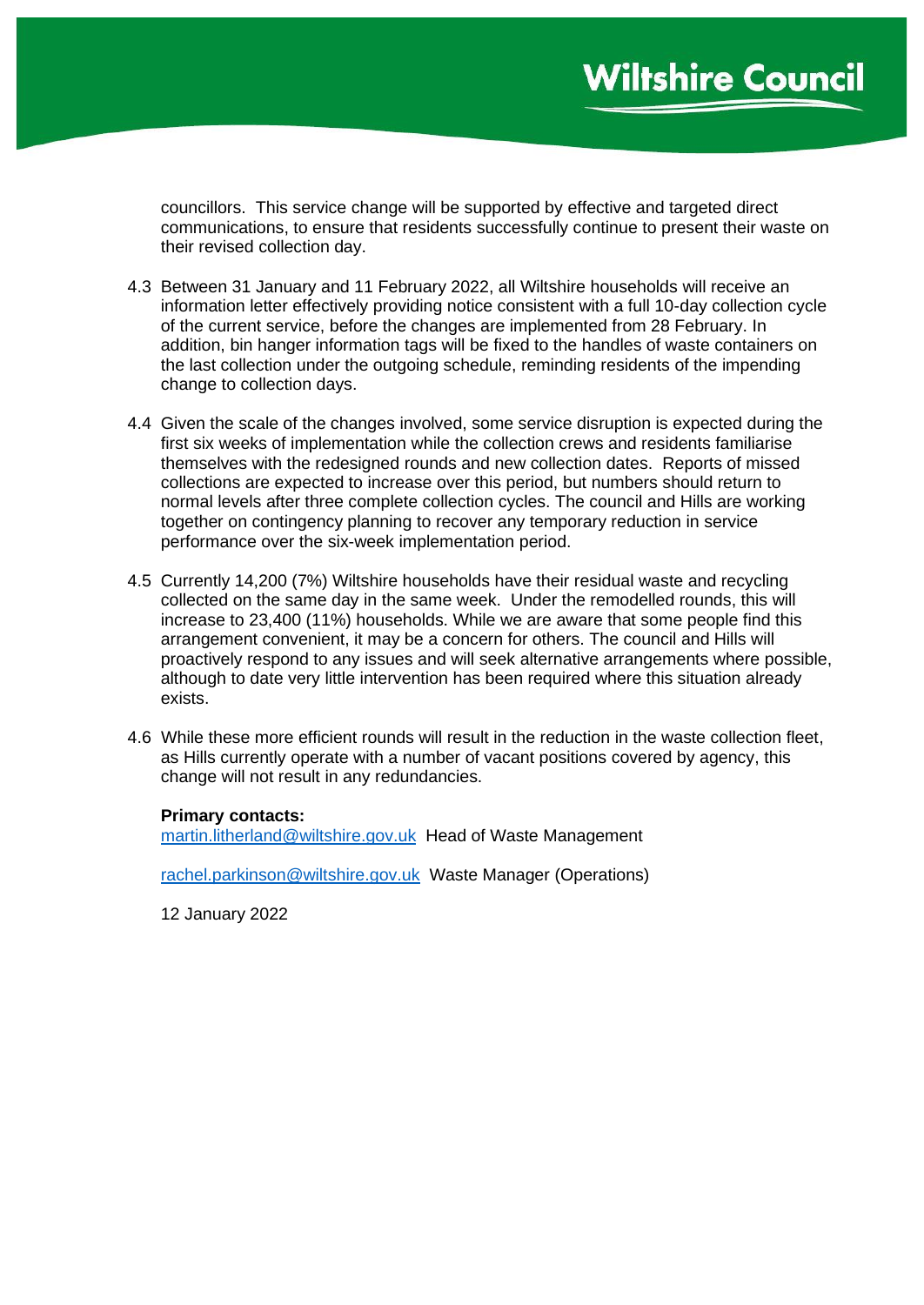councillors. This service change will be supported by effective and targeted direct communications, to ensure that residents successfully continue to present their waste on their revised collection day.

4.3 Between 31 January and 11 February 2022, all Wiltshire households will receive an information letter effectively providing notice consistent with a full 10-day collection cycle of the current service, before the changes are implemented from 28 February. In addition, bin hanger information tags will be fixed to the handles of waste containers on the last collection under the outgoing schedule, reminding residents of the impending change to collection days.

4.4 Given the scale of the changes involved, some service disruption is expected during the first six weeks of implementation while the collection crews and residents familiarise themselves with the redesigned rounds and new collection dates. Reports of missed collections are expected to increase over this period, but numbers should return to normal levels after three complete collection cycles. The council and Hills are working together on contingency planning to recover any temporary reduction in service performance over the six-week implementation period.

4.5 Currently 14,200 (7%) Wiltshire households have their residual waste and recycling collected on the same day in the same week. Under the remodelled rounds, this will increase to 23,400 (11%) households. While we are aware that some people find this arrangement convenient, it may be a concern for others. The council and Hills will proactively respond to any issues and will seek alternative arrangements where possible, although to date very little intervention has been required where this situation already exists.

4.6 While these more efficient rounds will result in the reduction in the waste collection fleet, as Hills currently operate with a number of vacant positions covered by agency, this change will not result in any redundancies.

**Primary contacts:**
martin.litherland@wiltshire.gov.uk Head of Waste Management

rachel.parkinson@wiltshire.gov.uk Waste Manager (Operations)

12 January 2022